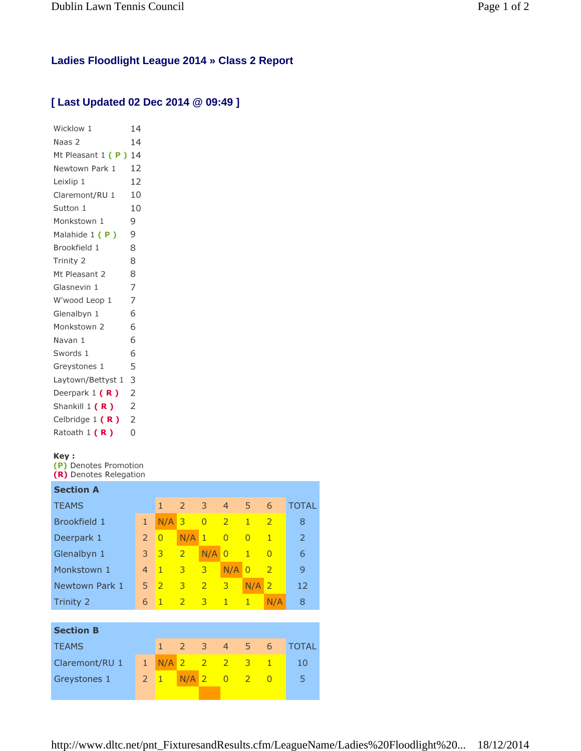## Ladies Floodlight League 2014 » Class 2 Report

## [ Last Updated 02 Dec 2014 @ 09:49 ]

| | |
|---|---|
| Wicklow 1 | 14 |
| Naas 2 | 14 |
| Mt Pleasant 1 **( P )** | 14 |
| Newtown Park 1 | 12 |
| Leixlip 1 | 12 |
| Claremont/RU 1 | 10 |
| Sutton 1 | 10 |
| Monkstown 1 | 9 |
| Malahide 1 **( P )** | 9 |
| Brookfield 1 | 8 |
| Trinity 2 | 8 |
| Mt Pleasant 2 | 8 |
| Glasnevin 1 | 7 |
| W'wood Leop 1 | 7 |
| Glenalbyn 1 | 6 |
| Monkstown 2 | 6 |
| Navan 1 | 6 |
| Swords 1 | 6 |
| Greystones 1 | 5 |
| Laytown/Bettyst 1 | 3 |
| Deerpark 1 **( R )** | 2 |
| Shankill 1 **( R )** | 2 |
| Celbridge 1 **( R )** | 2 |
| Ratoath 1 **( R )** | 0 |

**Key :**
**(P)** Denotes Promotion
**(R)** Denotes Relegation

**Section A**

| TEAMS | | 1 | 2 | 3 | 4 | 5 | 6 | TOTAL |
|---|---|---|---|---|---|---|---|---|
| Brookfield 1 | 1 | N/A | 3 | 0 | 2 | 1 | 2 | 8 |
| Deerpark 1 | 2 | 0 | N/A | 1 | 0 | 0 | 1 | 2 |
| Glenalbyn 1 | 3 | 3 | 2 | N/A | 0 | 1 | 0 | 6 |
| Monkstown 1 | 4 | 1 | 3 | 3 | N/A | 0 | 2 | 9 |
| Newtown Park 1 | 5 | 2 | 3 | 2 | 3 | N/A | 2 | 12 |
| Trinity 2 | 6 | 1 | 2 | 3 | 1 | 1 | N/A | 8 |

**Section B**

| TEAMS | | 1 | 2 | 3 | 4 | 5 | 6 | TOTAL |
|---|---|---|---|---|---|---|---|---|
| Claremont/RU 1 | 1 | N/A | 2 | 2 | 2 | 3 | 1 | 10 |
| Greystones 1 | 2 | 1 | N/A | 2 | 0 | 2 | 0 | 5 |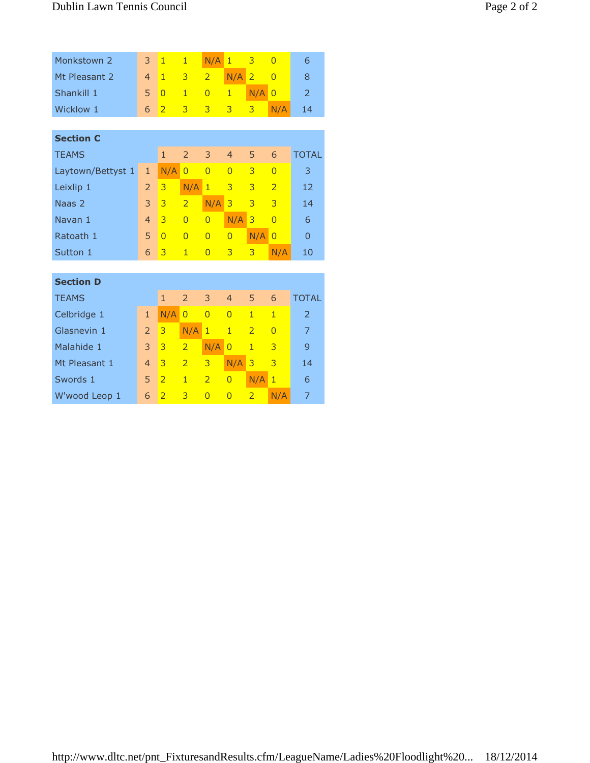| | | | | | | | | |
|---|---|---|---|---|---|---|---|---|
| Monkstown 2 | 3 | 1 | 1 | N/A | 1 | 3 | 0 | 6 |
| Mt Pleasant 2 | 4 | 1 | 3 | 2 | N/A | 2 | 0 | 8 |
| Shankill 1 | 5 | 0 | 1 | 0 | 1 | N/A | 0 | 2 |
| Wicklow 1 | 6 | 2 | 3 | 3 | 3 | 3 | N/A | 14 |

**Section C**

| TEAMS | | 1 | 2 | 3 | 4 | 5 | 6 | TOTAL |
|---|---|---|---|---|---|---|---|---|
| Laytown/Bettyst 1 | 1 | N/A | 0 | 0 | 0 | 3 | 0 | 3 |
| Leixlip 1 | 2 | 3 | N/A | 1 | 3 | 3 | 2 | 12 |
| Naas 2 | 3 | 3 | 2 | N/A | 3 | 3 | 3 | 14 |
| Navan 1 | 4 | 3 | 0 | 0 | N/A | 3 | 0 | 6 |
| Ratoath 1 | 5 | 0 | 0 | 0 | 0 | N/A | 0 | 0 |
| Sutton 1 | 6 | 3 | 1 | 0 | 3 | 3 | N/A | 10 |

**Section D**

| TEAMS | | 1 | 2 | 3 | 4 | 5 | 6 | TOTAL |
|---|---|---|---|---|---|---|---|---|
| Celbridge 1 | 1 | N/A | 0 | 0 | 0 | 1 | 1 | 2 |
| Glasnevin 1 | 2 | 3 | N/A | 1 | 1 | 2 | 0 | 7 |
| Malahide 1 | 3 | 3 | 2 | N/A | 0 | 1 | 3 | 9 |
| Mt Pleasant 1 | 4 | 3 | 2 | 3 | N/A | 3 | 3 | 14 |
| Swords 1 | 5 | 2 | 1 | 2 | 0 | N/A | 1 | 6 |
| W'wood Leop 1 | 6 | 2 | 3 | 0 | 0 | 2 | N/A | 7 |